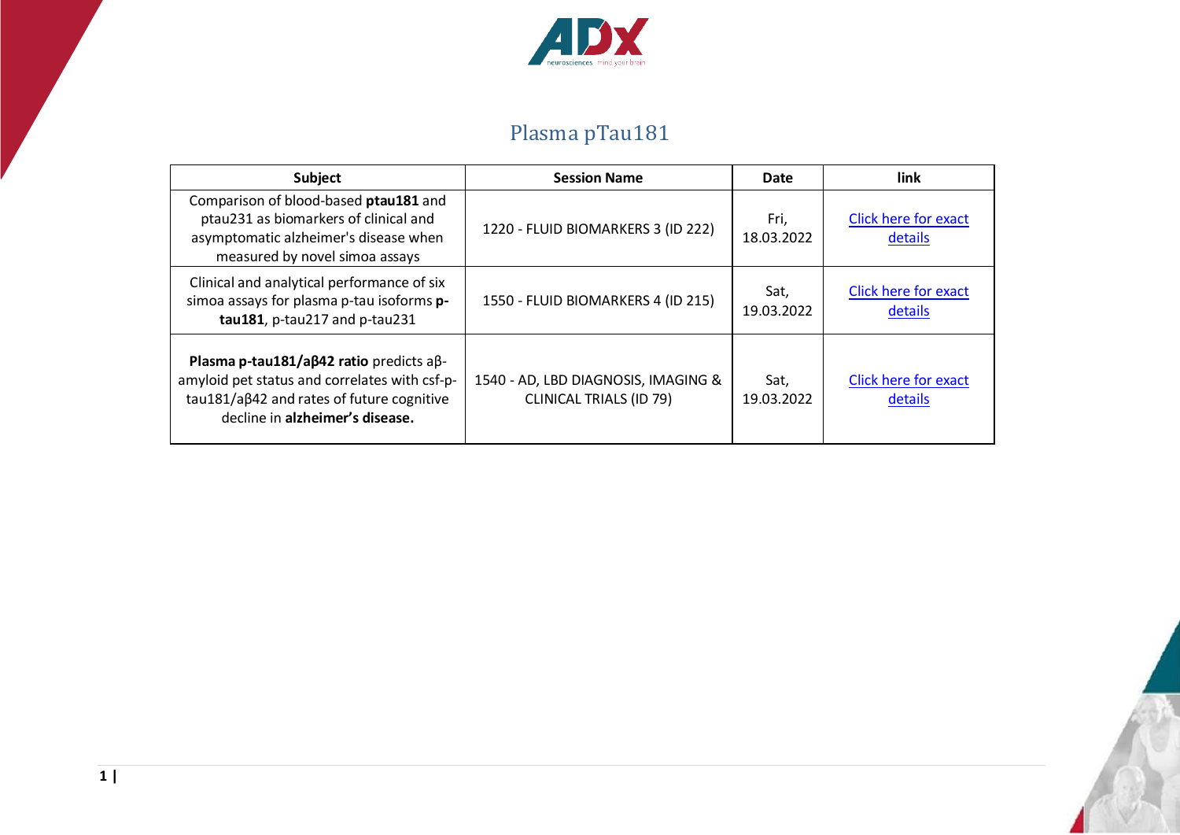# Plasma pTau181

| Subject | Session Name | Date | link |
|---|---|---|---|
| Comparison of blood-based **ptau181** and ptau231 as biomarkers of clinical and asymptomatic alzheimer's disease when measured by novel simoa assays | 1220 - FLUID BIOMARKERS 3 (ID 222) | Fri, 18.03.2022 | Click here for exact details |
| Clinical and analytical performance of six simoa assays for plasma p-tau isoforms **p-tau181**, p-tau217 and p-tau231 | 1550 - FLUID BIOMARKERS 4 (ID 215) | Sat, 19.03.2022 | Click here for exact details |
| **Plasma p-tau181/aβ42 ratio** predicts aβ-amyloid pet status and correlates with csf-p-tau181/aβ42 and rates of future cognitive decline in **alzheimer's disease.** | 1540 - AD, LBD DIAGNOSIS, IMAGING & CLINICAL TRIALS (ID 79) | Sat, 19.03.2022 | Click here for exact details |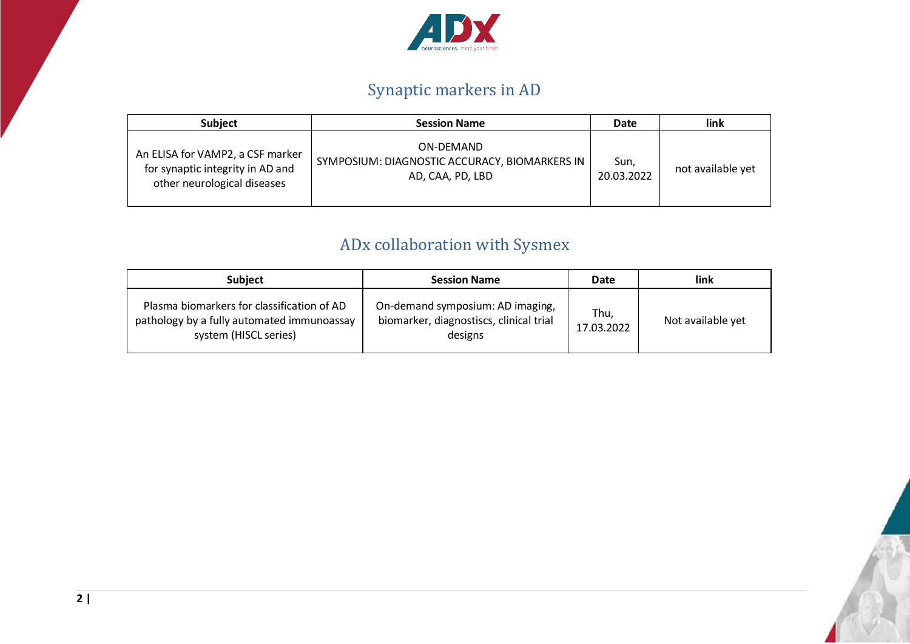## Synaptic markers in AD

| Subject | Session Name | Date | link |
| --- | --- | --- | --- |
| An ELISA for VAMP2, a CSF marker for synaptic integrity in AD and other neurological diseases | ON-DEMAND SYMPOSIUM: DIAGNOSTIC ACCURACY, BIOMARKERS IN AD, CAA, PD, LBD | Sun, 20.03.2022 | not available yet |

## ADx collaboration with Sysmex

| Subject | Session Name | Date | link |
| --- | --- | --- | --- |
| Plasma biomarkers for classification of AD pathology by a fully automated immunoassay system (HISCL series) | On-demand symposium: AD imaging, biomarker, diagnostiscs, clinical trial designs | Thu, 17.03.2022 | Not available yet |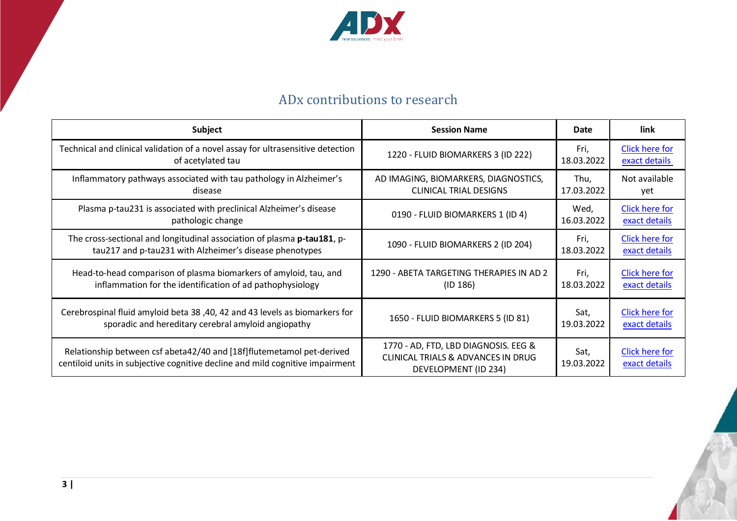## ADx contributions to research

| Subject | Session Name | Date | link |
| --- | --- | --- | --- |
| Technical and clinical validation of a novel assay for ultrasensitive detection of acetylated tau | 1220 - FLUID BIOMARKERS 3 (ID 222) | Fri, 18.03.2022 | Click here for exact details |
| Inflammatory pathways associated with tau pathology in Alzheimer's disease | AD IMAGING, BIOMARKERS, DIAGNOSTICS, CLINICAL TRIAL DESIGNS | Thu, 17.03.2022 | Not available yet |
| Plasma p-tau231 is associated with preclinical Alzheimer's disease pathologic change | 0190 - FLUID BIOMARKERS 1 (ID 4) | Wed, 16.03.2022 | Click here for exact details |
| The cross-sectional and longitudinal association of plasma **p-tau181**, p-tau217 and p-tau231 with Alzheimer's disease phenotypes | 1090 - FLUID BIOMARKERS 2 (ID 204) | Fri, 18.03.2022 | Click here for exact details |
| Head-to-head comparison of plasma biomarkers of amyloid, tau, and inflammation for the identification of ad pathophysiology | 1290 - ABETA TARGETING THERAPIES IN AD 2 (ID 186) | Fri, 18.03.2022 | Click here for exact details |
| Cerebrospinal fluid amyloid beta 38 ,40, 42 and 43 levels as biomarkers for sporadic and hereditary cerebral amyloid angiopathy | 1650 - FLUID BIOMARKERS 5 (ID 81) | Sat, 19.03.2022 | Click here for exact details |
| Relationship between csf abeta42/40 and [18f]flutemetamol pet-derived centiloid units in subjective cognitive decline and mild cognitive impairment | 1770 - AD, FTD, LBD DIAGNOSIS. EEG & CLINICAL TRIALS & ADVANCES IN DRUG DEVELOPMENT (ID 234) | Sat, 19.03.2022 | Click here for exact details |